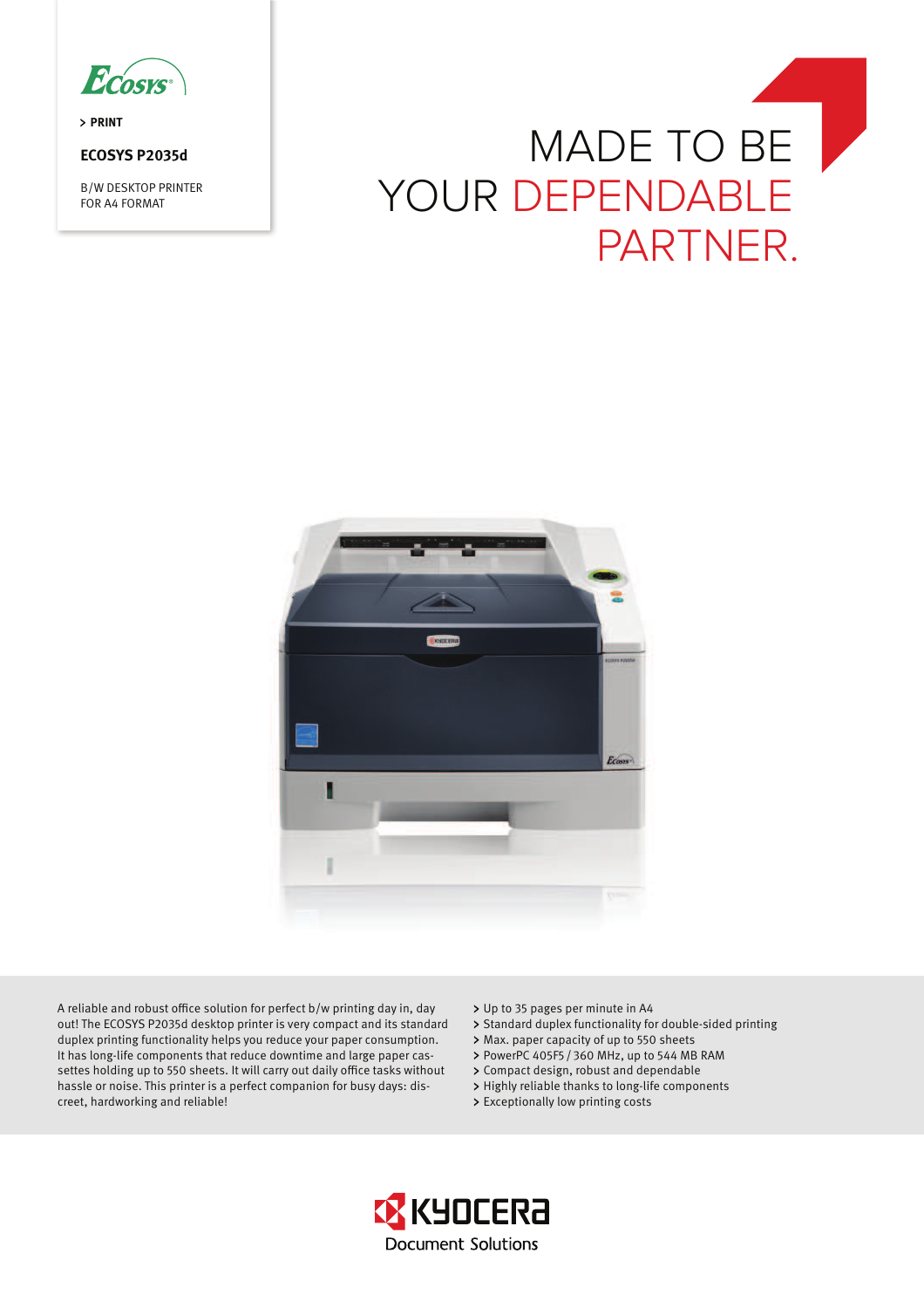> PRINT

**ECOSYS P2035d**

B/W DESKTOP PRINTER
FOR A4 FORMAT

# MADE TO BE YOUR DEPENDABLE PARTNER.

A reliable and robust office solution for perfect b/w printing day in, day out! The ECOSYS P2035d desktop printer is very compact and its standard duplex printing functionality helps you reduce your paper consumption. It has long-life components that reduce downtime and large paper cassettes holding up to 550 sheets. It will carry out daily office tasks without hassle or noise. This printer is a perfect companion for busy days: discreet, hardworking and reliable!

- Up to 35 pages per minute in A4
- Standard duplex functionality for double-sided printing
- Max. paper capacity of up to 550 sheets
- PowerPC 405F5 / 360 MHz, up to 544 MB RAM
- Compact design, robust and dependable
- Highly reliable thanks to long-life components
- Exceptionally low printing costs

KYOCERA Document Solutions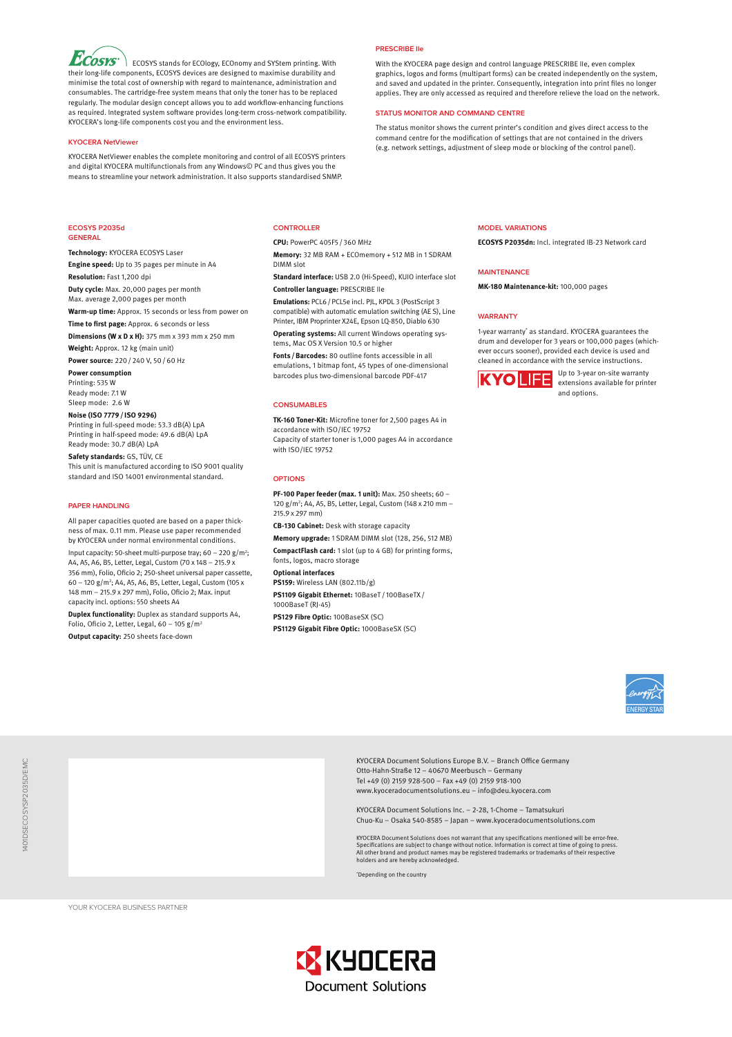ECOSYS stands for ECOlogy, ECOnomy and SYStem printing. With their long-life components, ECOSYS devices are designed to maximise durability and minimise the total cost of ownership with regard to maintenance, administration and consumables. The cartridge-free system means that only the toner has to be replaced regularly. The modular design concept allows you to add workflow-enhancing functions as required. Integrated system software provides long-term cross-network compatibility. KYOCERA's long-life components cost you and the environment less.

### KYOCERA NetViewer

KYOCERA NetViewer enables the complete monitoring and control of all ECOSYS printers and digital KYOCERA multifunctionals from any Windows© PC and thus gives you the means to streamline your network administration. It also supports standardised SNMP.

### PRESCRIBE IIe

With the KYOCERA page design and control language PRESCRIBE IIe, even complex graphics, logos and forms (multipart forms) can be created independently on the system, and saved and updated in the printer. Consequently, integration into print files no longer applies. They are only accessed as required and therefore relieve the load on the network.

### STATUS MONITOR AND COMMAND CENTRE

The status monitor shows the current printer's condition and gives direct access to the command centre for the modification of settings that are not contained in the drivers (e.g. network settings, adjustment of sleep mode or blocking of the control panel).

## ECOSYS P2035d

### GENERAL

**Technology:** KYOCERA ECOSYS Laser

**Engine speed:** Up to 35 pages per minute in A4

**Resolution:** Fast 1,200 dpi

**Duty cycle:** Max. 20,000 pages per month
Max. average 2,000 pages per month

**Warm-up time:** Approx. 15 seconds or less from power on

**Time to first page:** Approx. 6 seconds or less

**Dimensions (W x D x H):** 375 mm x 393 mm x 250 mm

**Weight:** Approx. 12 kg (main unit)

**Power source:** 220 / 240 V, 50 / 60 Hz

**Power consumption**
Printing: 535 W
Ready mode: 7.1 W
Sleep mode: 2.6 W

**Noise (ISO 7779 / ISO 9296)**
Printing in full-speed mode: 53.3 dB(A) LpA
Printing in half-speed mode: 49.6 dB(A) LpA
Ready mode: 30.7 dB(A) LpA

**Safety standards:** GS, TÜV, CE
This unit is manufactured according to ISO 9001 quality standard and ISO 14001 environmental standard.

### PAPER HANDLING

All paper capacities quoted are based on a paper thickness of max. 0.11 mm. Please use paper recommended by KYOCERA under normal environmental conditions.

Input capacity: 50-sheet multi-purpose tray; 60 – 220 g/m²; A4, A5, A6, B5, Letter, Legal, Custom (70 x 148 – 215.9 x 356 mm), Folio, Oficio 2; 250-sheet universal paper cassette, 60 – 120 g/m²; A4, A5, A6, B5, Letter, Legal, Custom (105 x 148 mm – 215.9 x 297 mm), Folio, Oficio 2; Max. input capacity incl. options: 550 sheets A4

**Duplex functionality:** Duplex as standard supports A4, Folio, Oficio 2, Letter, Legal, 60 – 105 g/m²

**Output capacity:** 250 sheets face-down

### CONTROLLER

**CPU:** PowerPC 405F5 / 360 MHz

**Memory:** 32 MB RAM + ECOmemory + 512 MB in 1 SDRAM DIMM slot

**Standard interface:** USB 2.0 (Hi-Speed), KUIO interface slot

**Controller language:** PRESCRIBE IIe

**Emulations:** PCL6 / PCL5e incl. PJL, KPDL 3 (PostScript 3 compatible) with automatic emulation switching (AE S), Line Printer, IBM Proprinter X24E, Epson LQ-850, Diablo 630

**Operating systems:** All current Windows operating systems, Mac OS X Version 10.5 or higher

**Fonts / Barcodes:** 80 outline fonts accessible in all emulations, 1 bitmap font, 45 types of one-dimensional barcodes plus two-dimensional barcode PDF-417

### CONSUMABLES

**TK-160 Toner-Kit:** Microfine toner for 2,500 pages A4 in accordance with ISO/IEC 19752
Capacity of starter toner is 1,000 pages A4 in accordance with ISO/IEC 19752

### OPTIONS

**PF-100 Paper feeder (max. 1 unit):** Max. 250 sheets; 60 – 120 g/m²; A4, A5, B5, Letter, Legal, Custom (148 x 210 mm – 215.9 x 297 mm)

**CB-130 Cabinet:** Desk with storage capacity

**Memory upgrade:** 1 SDRAM DIMM slot (128, 256, 512 MB)

**CompactFlash card:** 1 slot (up to 4 GB) for printing forms, fonts, logos, macro storage

**Optional interfaces**

**PS159:** Wireless LAN (802.11b/g)

**PS1109 Gigabit Ethernet:** 10BaseT / 100BaseTX / 1000BaseT (RJ-45)

**PS129 Fibre Optic:** 100BaseSX (SC)

**PS1129 Gigabit Fibre Optic:** 1000BaseSX (SC)

### MODEL VARIATIONS

**ECOSYS P2035dn:** Incl. integrated IB-23 Network card

### MAINTENANCE

**MK-180 Maintenance-kit:** 100,000 pages

### WARRANTY

1-year warranty* as standard. KYOCERA guarantees the drum and developer for 3 years or 100,000 pages (whichever occurs sooner), provided each device is used and cleaned in accordance with the service instructions.

KYO LIFE

Up to 3-year on-site warranty extensions available for printer and options.

ENERGY STAR

KYOCERA Document Solutions Europe B.V. – Branch Office Germany
Otto-Hahn-Straße 12 – 40670 Meerbusch – Germany
Tel +49 (0) 2159 928-500 – Fax +49 (0) 2159 918-100
www.kyoceradocumentsolutions.eu – info@deu.kyocera.com

KYOCERA Document Solutions Inc. – 2-28, 1-Chome – Tamatsukuri
Chuo-Ku – Osaka 540-8585 – Japan – www.kyoceradocumentsolutions.com

KYOCERA Document Solutions does not warrant that any specifications mentioned will be error-free. Specifications are subject to change without notice. Information is correct at time of going to press. All other brand and product names may be registered trademarks or trademarks of their respective holders and are hereby acknowledged.

*Depending on the country

1401DSECOSYSP2035DEMC

YOUR KYOCERA BUSINESS PARTNER

KYOCERA Document Solutions